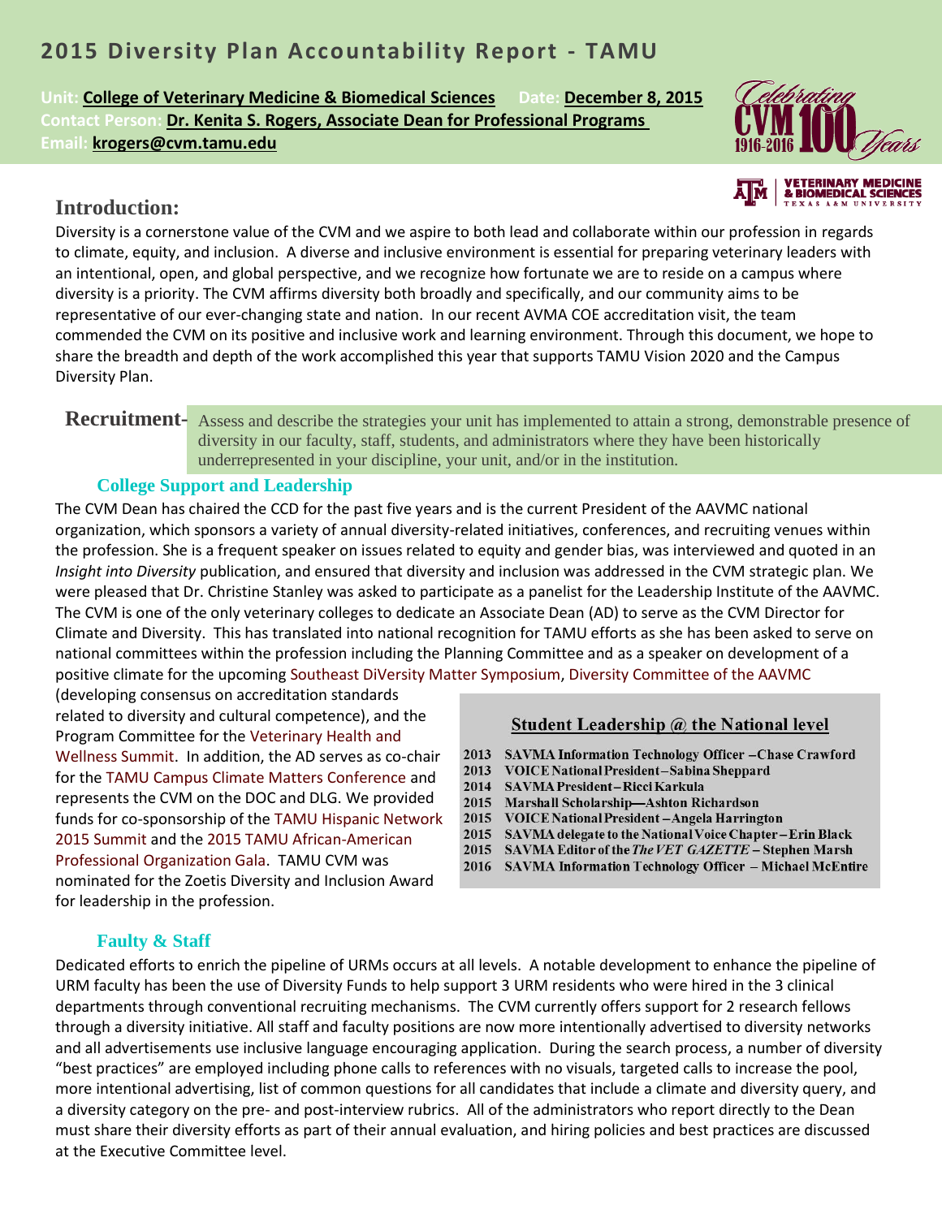# 2015 Diversity Plan Accountability Report - TAMU

**Unit:** College of Veterinary Medicine & Biomedical Sciences **Date:** December 8, 2015
**Contact Person:** Dr. Kenita S. Rogers, Associate Dean for Professional Programs
**Email:** krogers@cvm.tamu.edu

## Introduction:

Diversity is a cornerstone value of the CVM and we aspire to both lead and collaborate within our profession in regards to climate, equity, and inclusion. A diverse and inclusive environment is essential for preparing veterinary leaders with an intentional, open, and global perspective, and we recognize how fortunate we are to reside on a campus where diversity is a priority. The CVM affirms diversity both broadly and specifically, and our community aims to be representative of our ever-changing state and nation. In our recent AVMA COE accreditation visit, the team commended the CVM on its positive and inclusive work and learning environment. Through this document, we hope to share the breadth and depth of the work accomplished this year that supports TAMU Vision 2020 and the Campus Diversity Plan.

## Recruitment-

Assess and describe the strategies your unit has implemented to attain a strong, demonstrable presence of diversity in our faculty, staff, students, and administrators where they have been historically underrepresented in your discipline, your unit, and/or in the institution.

### College Support and Leadership

The CVM Dean has chaired the CCD for the past five years and is the current President of the AAVMC national organization, which sponsors a variety of annual diversity-related initiatives, conferences, and recruiting venues within the profession. She is a frequent speaker on issues related to equity and gender bias, was interviewed and quoted in an *Insight into Diversity* publication, and ensured that diversity and inclusion was addressed in the CVM strategic plan. We were pleased that Dr. Christine Stanley was asked to participate as a panelist for the Leadership Institute of the AAVMC. The CVM is one of the only veterinary colleges to dedicate an Associate Dean (AD) to serve as the CVM Director for Climate and Diversity. This has translated into national recognition for TAMU efforts as she has been asked to serve on national committees within the profession including the Planning Committee and as a speaker on development of a positive climate for the upcoming Southeast DiVersity Matter Symposium, Diversity Committee of the AAVMC (developing consensus on accreditation standards related to diversity and cultural competence), and the Program Committee for the Veterinary Health and Wellness Summit. In addition, the AD serves as co-chair for the TAMU Campus Climate Matters Conference and represents the CVM on the DOC and DLG. We provided funds for co-sponsorship of the TAMU Hispanic Network 2015 Summit and the 2015 TAMU African-American Professional Organization Gala. TAMU CVM was nominated for the Zoetis Diversity and Inclusion Award for leadership in the profession.

**Student Leadership @ the National level**

| Year | Position |
|---|---|
| 2013 | SAVMA Information Technology Officer – Chase Crawford |
| 2013 | VOICE National President – Sabina Sheppard |
| 2014 | SAVMA President – Ricci Karkula |
| 2015 | Marshall Scholarship—Ashton Richardson |
| 2015 | VOICE National President – Angela Harrington |
| 2015 | SAVMA delegate to the National Voice Chapter – Erin Black |
| 2015 | SAVMA Editor of the *The VET GAZETTE* – Stephen Marsh |
| 2016 | SAVMA Information Technology Officer – Michael McEntire |

### Faulty & Staff

Dedicated efforts to enrich the pipeline of URMs occurs at all levels. A notable development to enhance the pipeline of URM faculty has been the use of Diversity Funds to help support 3 URM residents who were hired in the 3 clinical departments through conventional recruiting mechanisms. The CVM currently offers support for 2 research fellows through a diversity initiative. All staff and faculty positions are now more intentionally advertised to diversity networks and all advertisements use inclusive language encouraging application. During the search process, a number of diversity "best practices" are employed including phone calls to references with no visuals, targeted calls to increase the pool, more intentional advertising, list of common questions for all candidates that include a climate and diversity query, and a diversity category on the pre- and post-interview rubrics. All of the administrators who report directly to the Dean must share their diversity efforts as part of their annual evaluation, and hiring policies and best practices are discussed at the Executive Committee level.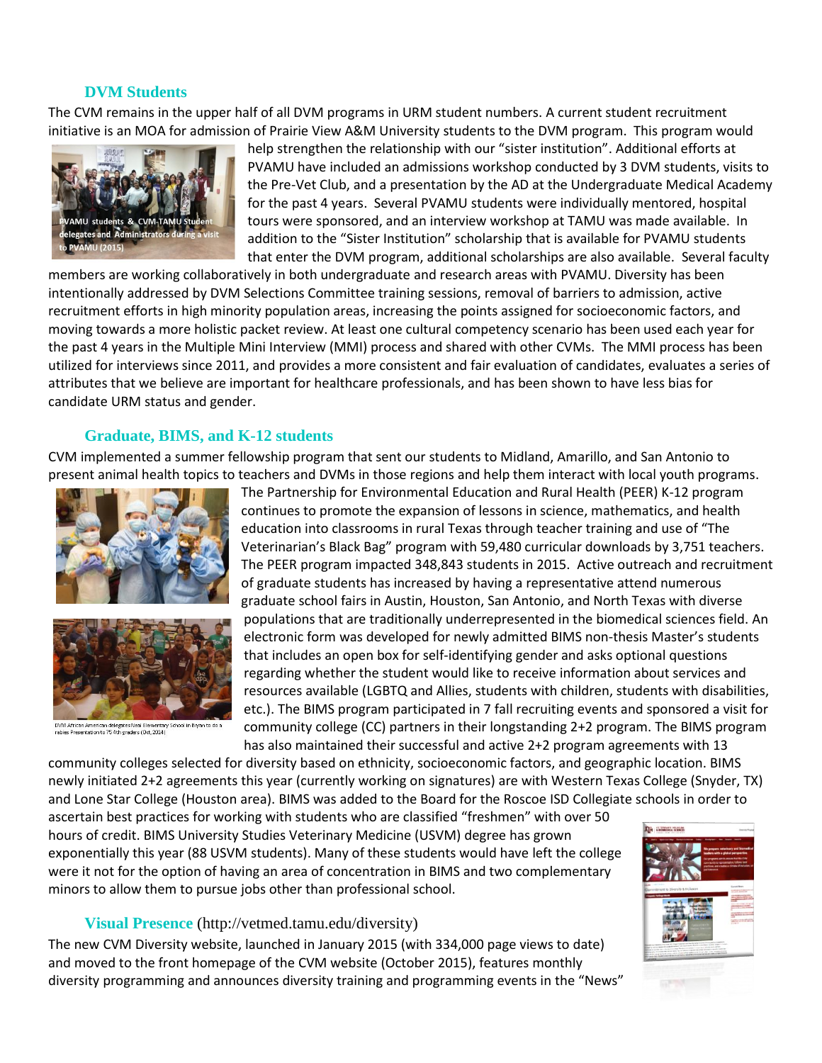## DVM Students

The CVM remains in the upper half of all DVM programs in URM student numbers. A current student recruitment initiative is an MOA for admission of Prairie View A&M University students to the DVM program. This program would help strengthen the relationship with our "sister institution". Additional efforts at PVAMU have included an admissions workshop conducted by 3 DVM students, visits to the Pre-Vet Club, and a presentation by the AD at the Undergraduate Medical Academy for the past 4 years. Several PVAMU students were individually mentored, hospital tours were sponsored, and an interview workshop at TAMU was made available. In addition to the "Sister Institution" scholarship that is available for PVAMU students that enter the DVM program, additional scholarships are also available. Several faculty members are working collaboratively in both undergraduate and research areas with PVAMU. Diversity has been intentionally addressed by DVM Selections Committee training sessions, removal of barriers to admission, active recruitment efforts in high minority population areas, increasing the points assigned for socioeconomic factors, and moving towards a more holistic packet review. At least one cultural competency scenario has been used each year for the past 4 years in the Multiple Mini Interview (MMI) process and shared with other CVMs. The MMI process has been utilized for interviews since 2011, and provides a more consistent and fair evaluation of candidates, evaluates a series of attributes that we believe are important for healthcare professionals, and has been shown to have less bias for candidate URM status and gender.

PVAMU students & CVM-TAMU Student delegates and Administrators during a visit to PVAMU (2015)

## Graduate, BIMS, and K-12 students

CVM implemented a summer fellowship program that sent our students to Midland, Amarillo, and San Antonio to present animal health topics to teachers and DVMs in those regions and help them interact with local youth programs. The Partnership for Environmental Education and Rural Health (PEER) K-12 program continues to promote the expansion of lessons in science, mathematics, and health education into classrooms in rural Texas through teacher training and use of "The Veterinarian's Black Bag" program with 59,480 curricular downloads by 3,751 teachers. The PEER program impacted 348,843 students in 2015. Active outreach and recruitment of graduate students has increased by having a representative attend numerous graduate school fairs in Austin, Houston, San Antonio, and North Texas with diverse populations that are traditionally underrepresented in the biomedical sciences field. An electronic form was developed for newly admitted BIMS non-thesis Master's students that includes an open box for self-identifying gender and asks optional questions regarding whether the student would like to receive information about services and resources available (LGBTQ and Allies, students with children, students with disabilities, etc.). The BIMS program participated in 7 fall recruiting events and sponsored a visit for community college (CC) partners in their longstanding 2+2 program. The BIMS program has also maintained their successful and active 2+2 program agreements with 13 community colleges selected for diversity based on ethnicity, socioeconomic factors, and geographic location. BIMS newly initiated 2+2 agreements this year (currently working on signatures) are with Western Texas College (Snyder, TX) and Lone Star College (Houston area). BIMS was added to the Board for the Roscoe ISD Collegiate schools in order to ascertain best practices for working with students who are classified "freshmen" with over 50 hours of credit. BIMS University Studies Veterinary Medicine (USVM) degree has grown exponentially this year (88 USVM students). Many of these students would have left the college were it not for the option of having an area of concentration in BIMS and two complementary minors to allow them to pursue jobs other than professional school.

DVM African American delegates/Neal Elementary School in Bryan to do a rabies Presentation to 75 4th graders (Oct, 2014)

## Visual Presence (http://vetmed.tamu.edu/diversity)

The new CVM Diversity website, launched in January 2015 (with 334,000 page views to date) and moved to the front homepage of the CVM website (October 2015), features monthly diversity programming and announces diversity training and programming events in the "News"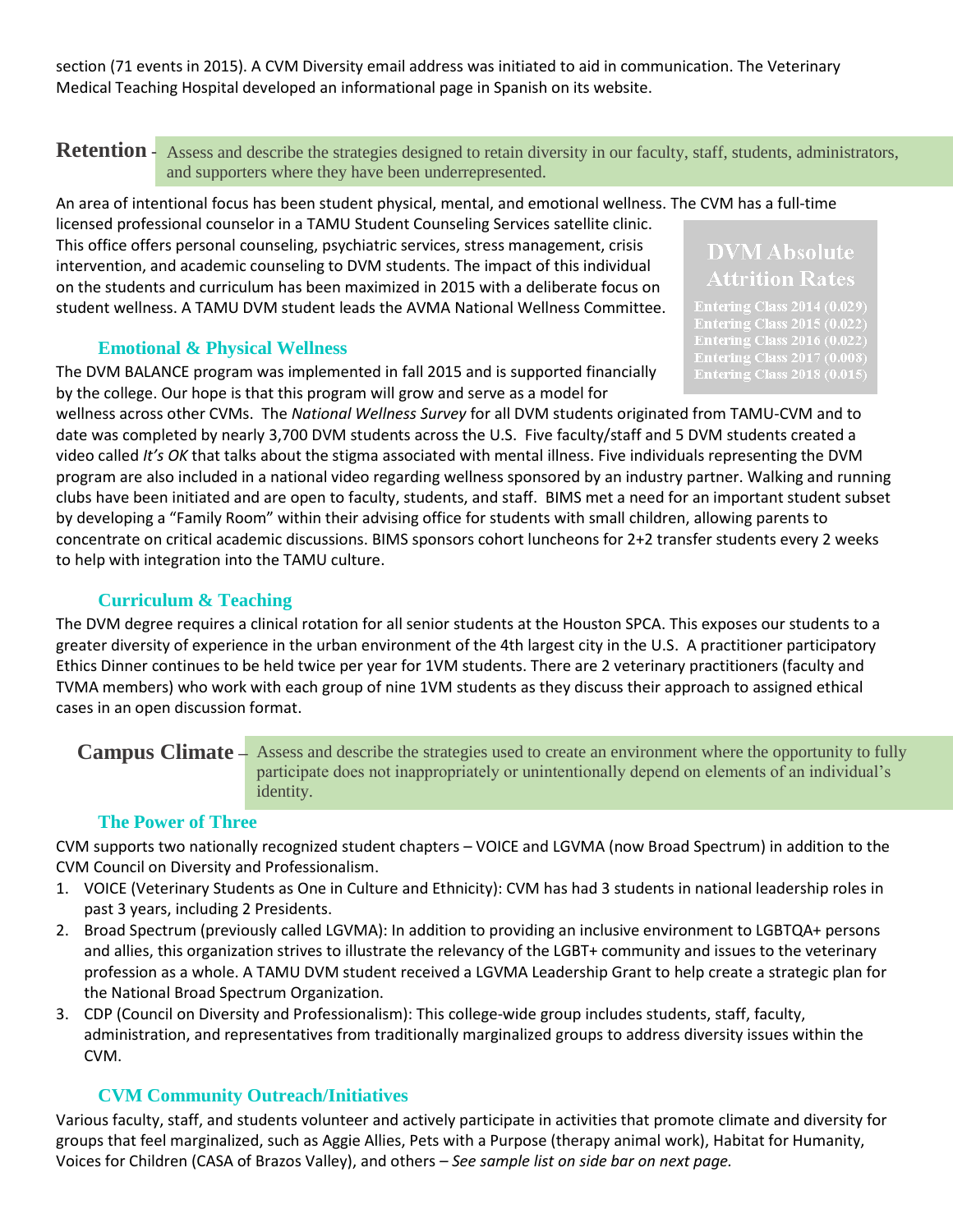section (71 events in 2015). A CVM Diversity email address was initiated to aid in communication. The Veterinary Medical Teaching Hospital developed an informational page in Spanish on its website.

## Retention - Assess and describe the strategies designed to retain diversity in our faculty, staff, students, administrators, and supporters where they have been underrepresented.

An area of intentional focus has been student physical, mental, and emotional wellness. The CVM has a full-time licensed professional counselor in a TAMU Student Counseling Services satellite clinic. This office offers personal counseling, psychiatric services, stress management, crisis intervention, and academic counseling to DVM students. The impact of this individual on the students and curriculum has been maximized in 2015 with a deliberate focus on student wellness. A TAMU DVM student leads the AVMA National Wellness Committee.

**DVM Absolute Attrition Rates**

- Entering Class 2014 (0.029)
- Entering Class 2015 (0.022)
- Entering Class 2016 (0.022)
- Entering Class 2017 (0.008)
- Entering Class 2018 (0.015)

### Emotional & Physical Wellness

The DVM BALANCE program was implemented in fall 2015 and is supported financially by the college. Our hope is that this program will grow and serve as a model for wellness across other CVMs. The *National Wellness Survey* for all DVM students originated from TAMU-CVM and to date was completed by nearly 3,700 DVM students across the U.S. Five faculty/staff and 5 DVM students created a video called *It's OK* that talks about the stigma associated with mental illness. Five individuals representing the DVM program are also included in a national video regarding wellness sponsored by an industry partner. Walking and running clubs have been initiated and are open to faculty, students, and staff. BIMS met a need for an important student subset by developing a "Family Room" within their advising office for students with small children, allowing parents to concentrate on critical academic discussions. BIMS sponsors cohort luncheons for 2+2 transfer students every 2 weeks to help with integration into the TAMU culture.

### Curriculum & Teaching

The DVM degree requires a clinical rotation for all senior students at the Houston SPCA. This exposes our students to a greater diversity of experience in the urban environment of the 4th largest city in the U.S. A practitioner participatory Ethics Dinner continues to be held twice per year for 1VM students. There are 2 veterinary practitioners (faculty and TVMA members) who work with each group of nine 1VM students as they discuss their approach to assigned ethical cases in an open discussion format.

## Campus Climate – Assess and describe the strategies used to create an environment where the opportunity to fully participate does not inappropriately or unintentionally depend on elements of an individual's identity.

### The Power of Three

CVM supports two nationally recognized student chapters – VOICE and LGVMA (now Broad Spectrum) in addition to the CVM Council on Diversity and Professionalism.

1. VOICE (Veterinary Students as One in Culture and Ethnicity): CVM has had 3 students in national leadership roles in past 3 years, including 2 Presidents.
2. Broad Spectrum (previously called LGVMA): In addition to providing an inclusive environment to LGBTQA+ persons and allies, this organization strives to illustrate the relevancy of the LGBT+ community and issues to the veterinary profession as a whole. A TAMU DVM student received a LGVMA Leadership Grant to help create a strategic plan for the National Broad Spectrum Organization.
3. CDP (Council on Diversity and Professionalism): This college-wide group includes students, staff, faculty, administration, and representatives from traditionally marginalized groups to address diversity issues within the CVM.

### CVM Community Outreach/Initiatives

Various faculty, staff, and students volunteer and actively participate in activities that promote climate and diversity for groups that feel marginalized, such as Aggie Allies, Pets with a Purpose (therapy animal work), Habitat for Humanity, Voices for Children (CASA of Brazos Valley), and others – *See sample list on side bar on next page.*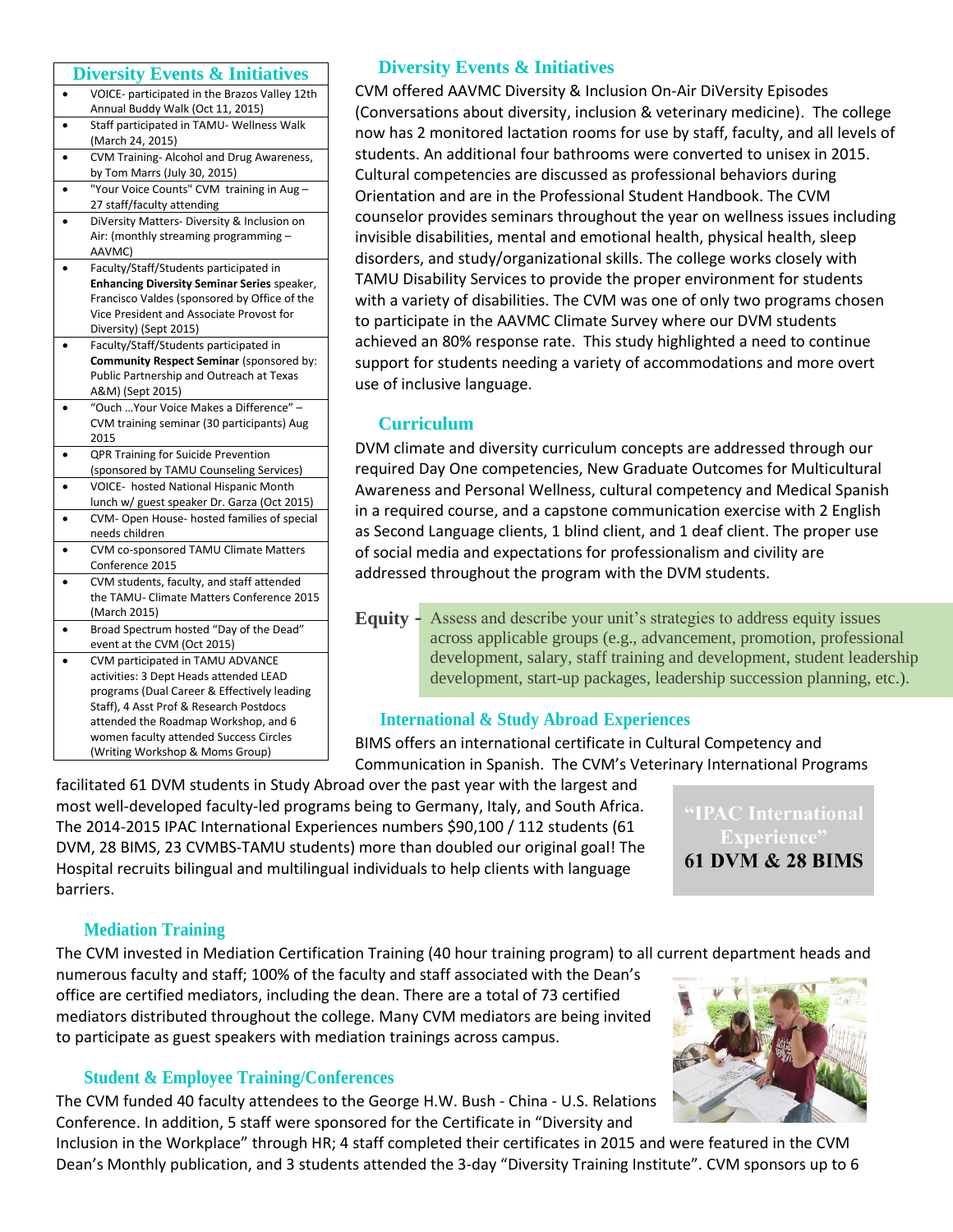## Diversity Events & Initiatives

- VOICE- participated in the Brazos Valley 12th Annual Buddy Walk (Oct 11, 2015)
- Staff participated in TAMU- Wellness Walk (March 24, 2015)
- CVM Training- Alcohol and Drug Awareness, by Tom Marrs (July 30, 2015)
- "Your Voice Counts" CVM training in Aug – 27 staff/faculty attending
- DiVersity Matters- Diversity & Inclusion on Air: (monthly streaming programming – AAVMC)
- Faculty/Staff/Students participated in **Enhancing Diversity Seminar Series** speaker, Francisco Valdes (sponsored by Office of the Vice President and Associate Provost for Diversity) (Sept 2015)
- Faculty/Staff/Students participated in **Community Respect Seminar** (sponsored by: Public Partnership and Outreach at Texas A&M) (Sept 2015)
- "Ouch …Your Voice Makes a Difference" – CVM training seminar (30 participants) Aug 2015
- QPR Training for Suicide Prevention (sponsored by TAMU Counseling Services)
- VOICE- hosted National Hispanic Month lunch w/ guest speaker Dr. Garza (Oct 2015)
- CVM- Open House- hosted families of special needs children
- CVM co-sponsored TAMU Climate Matters Conference 2015
- CVM students, faculty, and staff attended the TAMU- Climate Matters Conference 2015 (March 2015)
- Broad Spectrum hosted "Day of the Dead" event at the CVM (Oct 2015)
- CVM participated in TAMU ADVANCE activities: 3 Dept Heads attended LEAD programs (Dual Career & Effectively leading Staff), 4 Asst Prof & Research Postdocs attended the Roadmap Workshop, and 6 women faculty attended Success Circles (Writing Workshop & Moms Group)

## Diversity Events & Initiatives

CVM offered AAVMC Diversity & Inclusion On-Air DiVersity Episodes (Conversations about diversity, inclusion & veterinary medicine). The college now has 2 monitored lactation rooms for use by staff, faculty, and all levels of students. An additional four bathrooms were converted to unisex in 2015. Cultural competencies are discussed as professional behaviors during Orientation and are in the Professional Student Handbook. The CVM counselor provides seminars throughout the year on wellness issues including invisible disabilities, mental and emotional health, physical health, sleep disorders, and study/organizational skills. The college works closely with TAMU Disability Services to provide the proper environment for students with a variety of disabilities. The CVM was one of only two programs chosen to participate in the AAVMC Climate Survey where our DVM students achieved an 80% response rate. This study highlighted a need to continue support for students needing a variety of accommodations and more overt use of inclusive language.

## Curriculum

DVM climate and diversity curriculum concepts are addressed through our required Day One competencies, New Graduate Outcomes for Multicultural Awareness and Personal Wellness, cultural competency and Medical Spanish in a required course, and a capstone communication exercise with 2 English as Second Language clients, 1 blind client, and 1 deaf client. The proper use of social media and expectations for professionalism and civility are addressed throughout the program with the DVM students.

**Equity -** Assess and describe your unit's strategies to address equity issues across applicable groups (e.g., advancement, promotion, professional development, salary, staff training and development, student leadership development, start-up packages, leadership succession planning, etc.).

## International & Study Abroad Experiences

BIMS offers an international certificate in Cultural Competency and Communication in Spanish. The CVM's Veterinary International Programs facilitated 61 DVM students in Study Abroad over the past year with the largest and most well-developed faculty-led programs being to Germany, Italy, and South Africa. The 2014-2015 IPAC International Experiences numbers $90,100 / 112 students (61 DVM, 28 BIMS, 23 CVMBS-TAMU students) more than doubled our original goal! The Hospital recruits bilingual and multilingual individuals to help clients with language barriers.

**"IPAC International Experience"**
**61 DVM & 28 BIMS**

## Mediation Training

The CVM invested in Mediation Certification Training (40 hour training program) to all current department heads and numerous faculty and staff; 100% of the faculty and staff associated with the Dean's office are certified mediators, including the dean. There are a total of 73 certified mediators distributed throughout the college. Many CVM mediators are being invited to participate as guest speakers with mediation trainings across campus.

## Student & Employee Training/Conferences

The CVM funded 40 faculty attendees to the George H.W. Bush - China - U.S. Relations Conference. In addition, 5 staff were sponsored for the Certificate in "Diversity and Inclusion in the Workplace" through HR; 4 staff completed their certificates in 2015 and were featured in the CVM Dean's Monthly publication, and 3 students attended the 3-day "Diversity Training Institute". CVM sponsors up to 6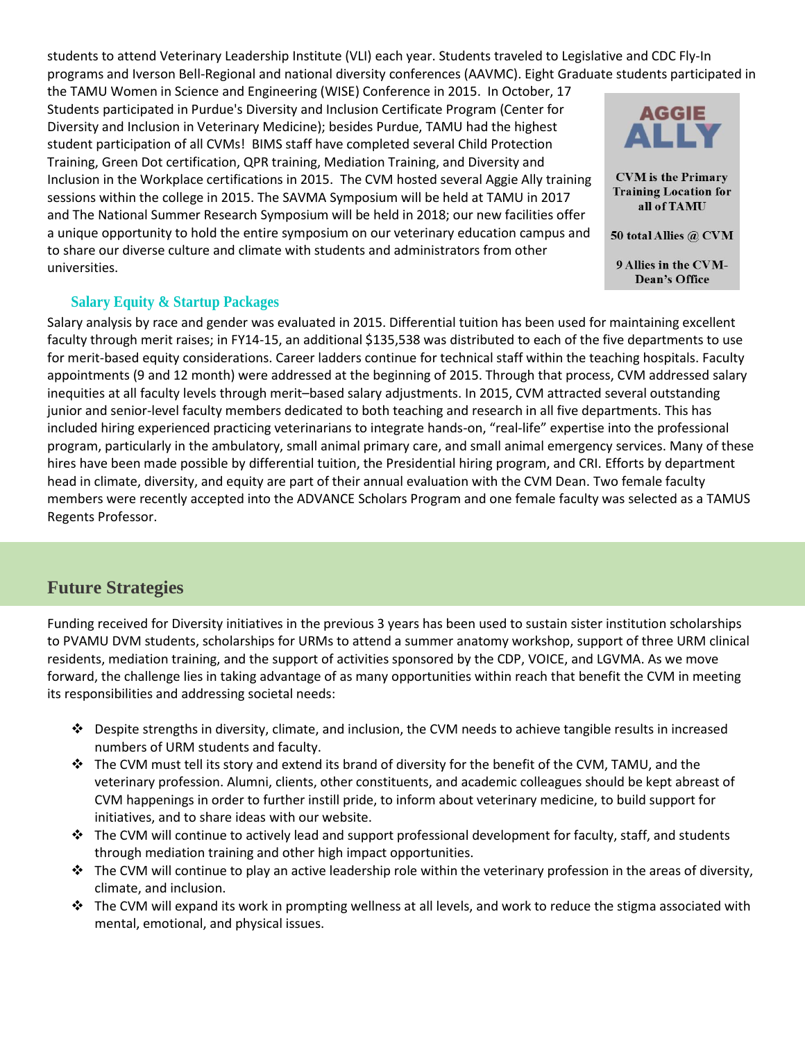students to attend Veterinary Leadership Institute (VLI) each year. Students traveled to Legislative and CDC Fly-In programs and Iverson Bell-Regional and national diversity conferences (AAVMC). Eight Graduate students participated in the TAMU Women in Science and Engineering (WISE) Conference in 2015. In October, 17 Students participated in Purdue's Diversity and Inclusion Certificate Program (Center for Diversity and Inclusion in Veterinary Medicine); besides Purdue, TAMU had the highest student participation of all CVMs! BIMS staff have completed several Child Protection Training, Green Dot certification, QPR training, Mediation Training, and Diversity and Inclusion in the Workplace certifications in 2015. The CVM hosted several Aggie Ally training sessions within the college in 2015. The SAVMA Symposium will be held at TAMU in 2017 and The National Summer Research Symposium will be held in 2018; our new facilities offer a unique opportunity to hold the entire symposium on our veterinary education campus and to share our diverse culture and climate with students and administrators from other universities.

**AGGIE ALLY**

**CVM is the Primary Training Location for all of TAMU**

**50 total Allies @ CVM**

**9 Allies in the CVM-Dean's Office**

### Salary Equity & Startup Packages

Salary analysis by race and gender was evaluated in 2015. Differential tuition has been used for maintaining excellent faculty through merit raises; in FY14-15, an additional $135,538 was distributed to each of the five departments to use for merit-based equity considerations. Career ladders continue for technical staff within the teaching hospitals. Faculty appointments (9 and 12 month) were addressed at the beginning of 2015. Through that process, CVM addressed salary inequities at all faculty levels through merit–based salary adjustments. In 2015, CVM attracted several outstanding junior and senior-level faculty members dedicated to both teaching and research in all five departments. This has included hiring experienced practicing veterinarians to integrate hands-on, "real-life" expertise into the professional program, particularly in the ambulatory, small animal primary care, and small animal emergency services. Many of these hires have been made possible by differential tuition, the Presidential hiring program, and CRI. Efforts by department head in climate, diversity, and equity are part of their annual evaluation with the CVM Dean. Two female faculty members were recently accepted into the ADVANCE Scholars Program and one female faculty was selected as a TAMUS Regents Professor.

## Future Strategies

Funding received for Diversity initiatives in the previous 3 years has been used to sustain sister institution scholarships to PVAMU DVM students, scholarships for URMs to attend a summer anatomy workshop, support of three URM clinical residents, mediation training, and the support of activities sponsored by the CDP, VOICE, and LGVMA. As we move forward, the challenge lies in taking advantage of as many opportunities within reach that benefit the CVM in meeting its responsibilities and addressing societal needs:

- Despite strengths in diversity, climate, and inclusion, the CVM needs to achieve tangible results in increased numbers of URM students and faculty.
- The CVM must tell its story and extend its brand of diversity for the benefit of the CVM, TAMU, and the veterinary profession. Alumni, clients, other constituents, and academic colleagues should be kept abreast of CVM happenings in order to further instill pride, to inform about veterinary medicine, to build support for initiatives, and to share ideas with our website.
- The CVM will continue to actively lead and support professional development for faculty, staff, and students through mediation training and other high impact opportunities.
- The CVM will continue to play an active leadership role within the veterinary profession in the areas of diversity, climate, and inclusion.
- The CVM will expand its work in prompting wellness at all levels, and work to reduce the stigma associated with mental, emotional, and physical issues.